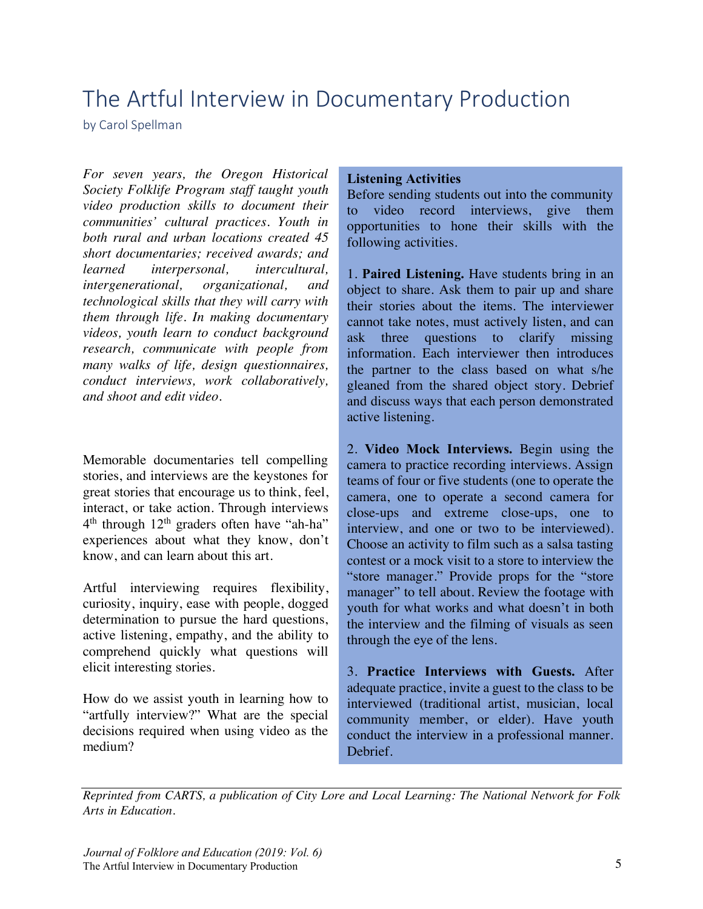# The Artful Interview in Documentary Production

by Carol Spellman

*For seven years, the Oregon Historical Society Folklife Program staff taught youth video production skills to document their communities' cultural practices. Youth in both rural and urban locations created 45 short documentaries; received awards; and learned interpersonal, intercultural, intergenerational, organizational, and technological skills that they will carry with them through life. In making documentary videos, youth learn to conduct background research, communicate with people from many walks of life, design questionnaires, conduct interviews, work collaboratively, and shoot and edit video.*

Memorable documentaries tell compelling stories, and interviews are the keystones for great stories that encourage us to think, feel, interact, or take action. Through interviews 4th through 12th graders often have "ah-ha" experiences about what they know, don't know, and can learn about this art.

Artful interviewing requires flexibility, curiosity, inquiry, ease with people, dogged determination to pursue the hard questions, active listening, empathy, and the ability to comprehend quickly what questions will elicit interesting stories.

How do we assist youth in learning how to "artfully interview?" What are the special decisions required when using video as the medium?

**Listening Activities**

Before sending students out into the community to video record interviews, give them opportunities to hone their skills with the following activities.

1. **Paired Listening.** Have students bring in an object to share. Ask them to pair up and share their stories about the items. The interviewer cannot take notes, must actively listen, and can ask three questions to clarify missing information. Each interviewer then introduces the partner to the class based on what s/he gleaned from the shared object story. Debrief and discuss ways that each person demonstrated active listening.

2. **Video Mock Interviews.** Begin using the camera to practice recording interviews. Assign teams of four or five students (one to operate the camera, one to operate a second camera for close-ups and extreme close-ups, one to interview, and one or two to be interviewed). Choose an activity to film such as a salsa tasting contest or a mock visit to a store to interview the "store manager." Provide props for the "store manager" to tell about. Review the footage with youth for what works and what doesn't in both the interview and the filming of visuals as seen through the eye of the lens.

3. **Practice Interviews with Guests.** After adequate practice, invite a guest to the class to be interviewed (traditional artist, musician, local community member, or elder). Have youth conduct the interview in a professional manner. Debrief.

*Reprinted from CARTS, a publication of City Lore and Local Learning: The National Network for Folk Arts in Education.*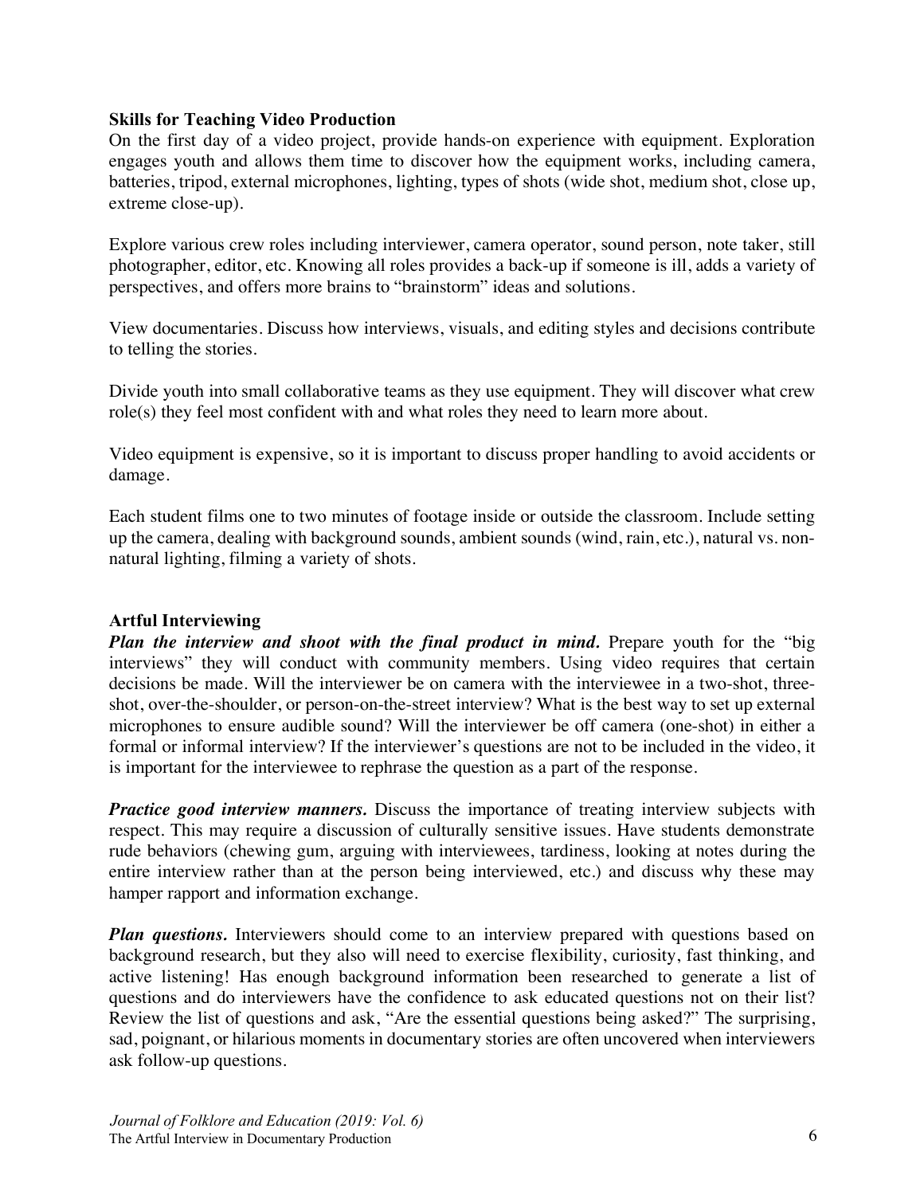### Skills for Teaching Video Production

On the first day of a video project, provide hands-on experience with equipment. Exploration engages youth and allows them time to discover how the equipment works, including camera, batteries, tripod, external microphones, lighting, types of shots (wide shot, medium shot, close up, extreme close-up).

Explore various crew roles including interviewer, camera operator, sound person, note taker, still photographer, editor, etc. Knowing all roles provides a back-up if someone is ill, adds a variety of perspectives, and offers more brains to "brainstorm" ideas and solutions.

View documentaries. Discuss how interviews, visuals, and editing styles and decisions contribute to telling the stories.

Divide youth into small collaborative teams as they use equipment. They will discover what crew role(s) they feel most confident with and what roles they need to learn more about.

Video equipment is expensive, so it is important to discuss proper handling to avoid accidents or damage.

Each student films one to two minutes of footage inside or outside the classroom. Include setting up the camera, dealing with background sounds, ambient sounds (wind, rain, etc.), natural vs. non-natural lighting, filming a variety of shots.

### Artful Interviewing

***Plan the interview and shoot with the final product in mind.*** Prepare youth for the "big interviews" they will conduct with community members. Using video requires that certain decisions be made. Will the interviewer be on camera with the interviewee in a two-shot, three-shot, over-the-shoulder, or person-on-the-street interview? What is the best way to set up external microphones to ensure audible sound? Will the interviewer be off camera (one-shot) in either a formal or informal interview? If the interviewer's questions are not to be included in the video, it is important for the interviewee to rephrase the question as a part of the response.

***Practice good interview manners.*** Discuss the importance of treating interview subjects with respect. This may require a discussion of culturally sensitive issues. Have students demonstrate rude behaviors (chewing gum, arguing with interviewees, tardiness, looking at notes during the entire interview rather than at the person being interviewed, etc.) and discuss why these may hamper rapport and information exchange.

***Plan questions.*** Interviewers should come to an interview prepared with questions based on background research, but they also will need to exercise flexibility, curiosity, fast thinking, and active listening! Has enough background information been researched to generate a list of questions and do interviewers have the confidence to ask educated questions not on their list? Review the list of questions and ask, "Are the essential questions being asked?" The surprising, sad, poignant, or hilarious moments in documentary stories are often uncovered when interviewers ask follow-up questions.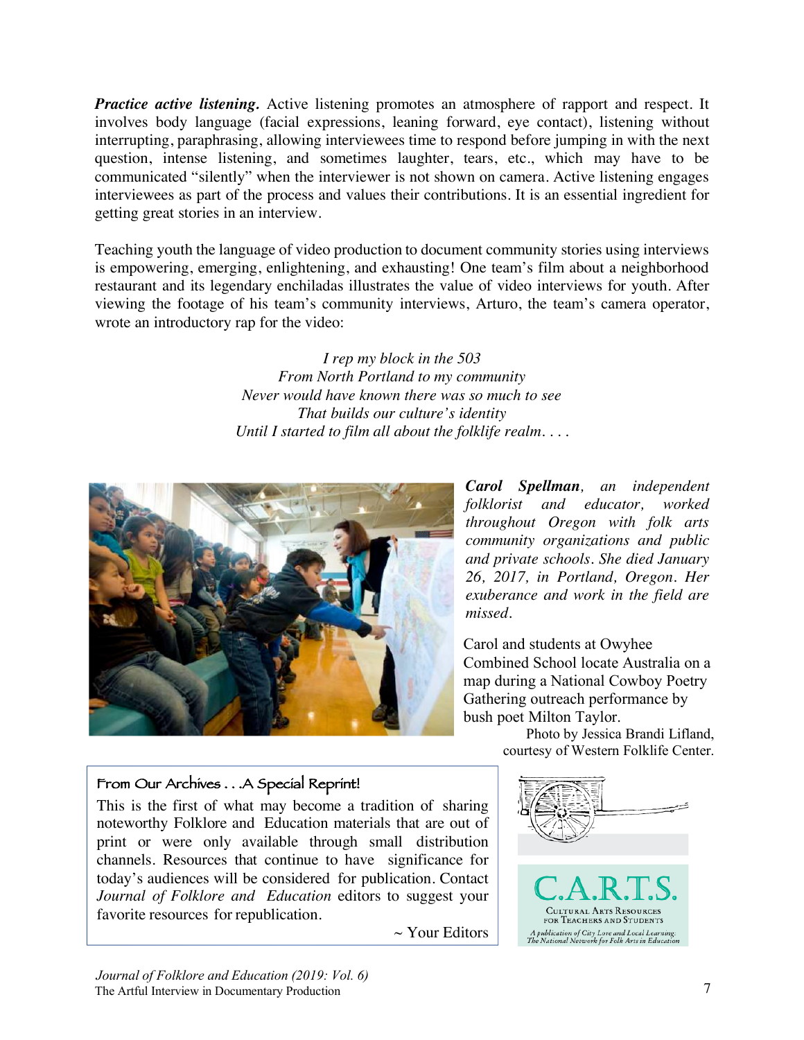***Practice active listening.*** Active listening promotes an atmosphere of rapport and respect. It involves body language (facial expressions, leaning forward, eye contact), listening without interrupting, paraphrasing, allowing interviewees time to respond before jumping in with the next question, intense listening, and sometimes laughter, tears, etc., which may have to be communicated "silently" when the interviewer is not shown on camera. Active listening engages interviewees as part of the process and values their contributions. It is an essential ingredient for getting great stories in an interview.

Teaching youth the language of video production to document community stories using interviews is empowering, emerging, enlightening, and exhausting! One team's film about a neighborhood restaurant and its legendary enchiladas illustrates the value of video interviews for youth. After viewing the footage of his team's community interviews, Arturo, the team's camera operator, wrote an introductory rap for the video:

*I rep my block in the 503*  
*From North Portland to my community*  
*Never would have known there was so much to see*  
*That builds our culture's identity*  
*Until I started to film all about the folklife realm. . . .*

***Carol Spellman****, an independent folklorist and educator, worked throughout Oregon with folk arts community organizations and public and private schools. She died January 26, 2017, in Portland, Oregon. Her exuberance and work in the field are missed.*

Carol and students at Owyhee Combined School locate Australia on a map during a National Cowboy Poetry Gathering outreach performance by bush poet Milton Taylor.

Photo by Jessica Brandi Lifland, courtesy of Western Folklife Center.

**From Our Archives . . .A Special Reprint!**

This is the first of what may become a tradition of sharing noteworthy Folklore and Education materials that are out of print or were only available through small distribution channels. Resources that continue to have significance for today's audiences will be considered for publication. Contact *Journal of Folklore and Education* editors to suggest your favorite resources for republication.

~ Your Editors

C.A.R.T.S.  
Cultural Arts Resources for Teachers and Students  
*A publication of City Lore and Local Learning: The National Network for Folk Arts in Education*